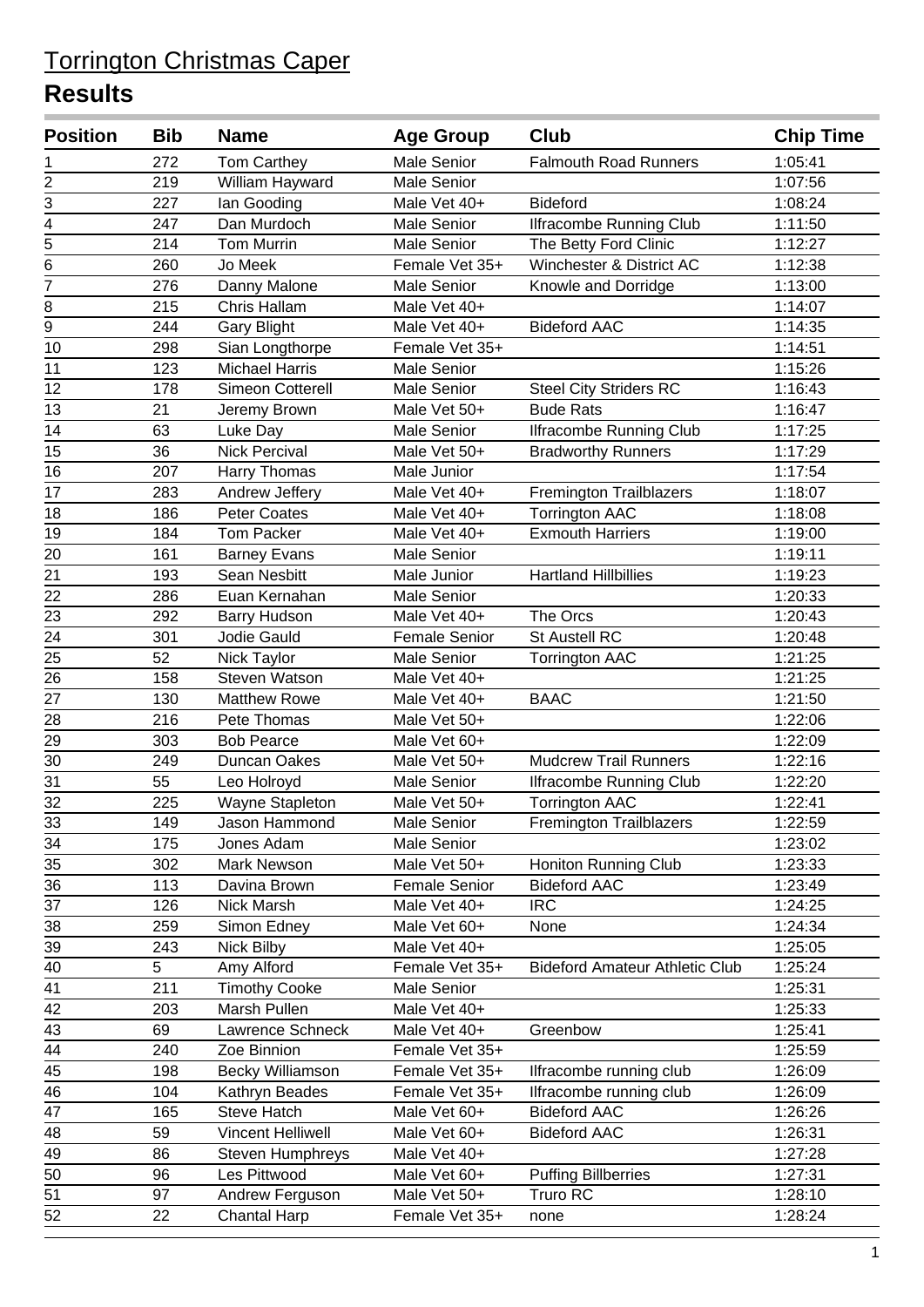# Torrington Christmas Caper

## Results

| Position | Bib | Name | Age Group | Club | Chip Time |
|---|---|---|---|---|---|
| 1 | 272 | Tom Carthey | Male Senior | Falmouth Road Runners | 1:05:41 |
| 2 | 219 | William Hayward | Male Senior | | 1:07:56 |
| 3 | 227 | Ian Gooding | Male Vet 40+ | Bideford | 1:08:24 |
| 4 | 247 | Dan Murdoch | Male Senior | Ilfracombe Running Club | 1:11:50 |
| 5 | 214 | Tom Murrin | Male Senior | The Betty Ford Clinic | 1:12:27 |
| 6 | 260 | Jo Meek | Female Vet 35+ | Winchester & District AC | 1:12:38 |
| 7 | 276 | Danny Malone | Male Senior | Knowle and Dorridge | 1:13:00 |
| 8 | 215 | Chris Hallam | Male Vet 40+ | | 1:14:07 |
| 9 | 244 | Gary Blight | Male Vet 40+ | Bideford AAC | 1:14:35 |
| 10 | 298 | Sian Longthorpe | Female Vet 35+ | | 1:14:51 |
| 11 | 123 | Michael Harris | Male Senior | | 1:15:26 |
| 12 | 178 | Simeon Cotterell | Male Senior | Steel City Striders RC | 1:16:43 |
| 13 | 21 | Jeremy Brown | Male Vet 50+ | Bude Rats | 1:16:47 |
| 14 | 63 | Luke Day | Male Senior | Ilfracombe Running Club | 1:17:25 |
| 15 | 36 | Nick Percival | Male Vet 50+ | Bradworthy Runners | 1:17:29 |
| 16 | 207 | Harry Thomas | Male Junior | | 1:17:54 |
| 17 | 283 | Andrew Jeffery | Male Vet 40+ | Fremington Trailblazers | 1:18:07 |
| 18 | 186 | Peter Coates | Male Vet 40+ | Torrington AAC | 1:18:08 |
| 19 | 184 | Tom Packer | Male Vet 40+ | Exmouth Harriers | 1:19:00 |
| 20 | 161 | Barney Evans | Male Senior | | 1:19:11 |
| 21 | 193 | Sean Nesbitt | Male Junior | Hartland Hillbillies | 1:19:23 |
| 22 | 286 | Euan Kernahan | Male Senior | | 1:20:33 |
| 23 | 292 | Barry Hudson | Male Vet 40+ | The Orcs | 1:20:43 |
| 24 | 301 | Jodie Gauld | Female Senior | St Austell RC | 1:20:48 |
| 25 | 52 | Nick Taylor | Male Senior | Torrington AAC | 1:21:25 |
| 26 | 158 | Steven Watson | Male Vet 40+ | | 1:21:25 |
| 27 | 130 | Matthew Rowe | Male Vet 40+ | BAAC | 1:21:50 |
| 28 | 216 | Pete Thomas | Male Vet 50+ | | 1:22:06 |
| 29 | 303 | Bob Pearce | Male Vet 60+ | | 1:22:09 |
| 30 | 249 | Duncan Oakes | Male Vet 50+ | Mudcrew Trail Runners | 1:22:16 |
| 31 | 55 | Leo Holroyd | Male Senior | Ilfracombe Running Club | 1:22:20 |
| 32 | 225 | Wayne Stapleton | Male Vet 50+ | Torrington AAC | 1:22:41 |
| 33 | 149 | Jason Hammond | Male Senior | Fremington Trailblazers | 1:22:59 |
| 34 | 175 | Jones Adam | Male Senior | | 1:23:02 |
| 35 | 302 | Mark Newson | Male Vet 50+ | Honiton Running Club | 1:23:33 |
| 36 | 113 | Davina Brown | Female Senior | Bideford AAC | 1:23:49 |
| 37 | 126 | Nick Marsh | Male Vet 40+ | IRC | 1:24:25 |
| 38 | 259 | Simon Edney | Male Vet 60+ | None | 1:24:34 |
| 39 | 243 | Nick Bilby | Male Vet 40+ | | 1:25:05 |
| 40 | 5 | Amy Alford | Female Vet 35+ | Bideford Amateur Athletic Club | 1:25:24 |
| 41 | 211 | Timothy Cooke | Male Senior | | 1:25:31 |
| 42 | 203 | Marsh Pullen | Male Vet 40+ | | 1:25:33 |
| 43 | 69 | Lawrence Schneck | Male Vet 40+ | Greenbow | 1:25:41 |
| 44 | 240 | Zoe Binnion | Female Vet 35+ | | 1:25:59 |
| 45 | 198 | Becky Williamson | Female Vet 35+ | Ilfracombe running club | 1:26:09 |
| 46 | 104 | Kathryn Beades | Female Vet 35+ | Ilfracombe running club | 1:26:09 |
| 47 | 165 | Steve Hatch | Male Vet 60+ | Bideford AAC | 1:26:26 |
| 48 | 59 | Vincent Helliwell | Male Vet 60+ | Bideford AAC | 1:26:31 |
| 49 | 86 | Steven Humphreys | Male Vet 40+ | | 1:27:28 |
| 50 | 96 | Les Pittwood | Male Vet 60+ | Puffing Billberries | 1:27:31 |
| 51 | 97 | Andrew Ferguson | Male Vet 50+ | Truro RC | 1:28:10 |
| 52 | 22 | Chantal Harp | Female Vet 35+ | none | 1:28:24 |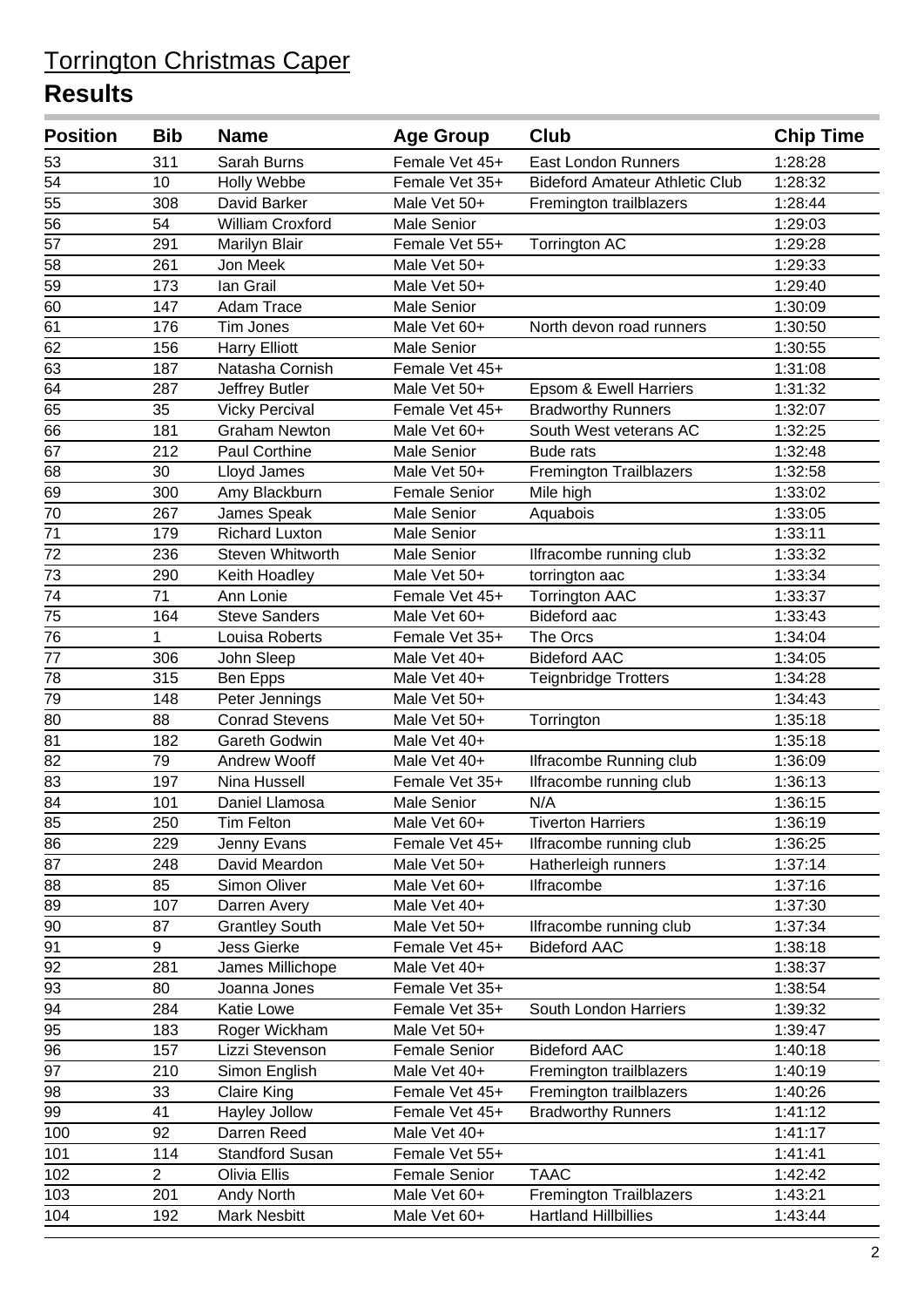# Torrington Christmas Caper

## Results

| Position | Bib | Name | Age Group | Club | Chip Time |
|---|---|---|---|---|---|
| 53 | 311 | Sarah Burns | Female Vet 45+ | East London Runners | 1:28:28 |
| 54 | 10 | Holly Webbe | Female Vet 35+ | Bideford Amateur Athletic Club | 1:28:32 |
| 55 | 308 | David Barker | Male Vet 50+ | Fremington trailblazers | 1:28:44 |
| 56 | 54 | William Croxford | Male Senior | | 1:29:03 |
| 57 | 291 | Marilyn Blair | Female Vet 55+ | Torrington AC | 1:29:28 |
| 58 | 261 | Jon Meek | Male Vet 50+ | | 1:29:33 |
| 59 | 173 | Ian Grail | Male Vet 50+ | | 1:29:40 |
| 60 | 147 | Adam Trace | Male Senior | | 1:30:09 |
| 61 | 176 | Tim Jones | Male Vet 60+ | North devon road runners | 1:30:50 |
| 62 | 156 | Harry Elliott | Male Senior | | 1:30:55 |
| 63 | 187 | Natasha Cornish | Female Vet 45+ | | 1:31:08 |
| 64 | 287 | Jeffrey Butler | Male Vet 50+ | Epsom & Ewell Harriers | 1:31:32 |
| 65 | 35 | Vicky Percival | Female Vet 45+ | Bradworthy Runners | 1:32:07 |
| 66 | 181 | Graham Newton | Male Vet 60+ | South West veterans AC | 1:32:25 |
| 67 | 212 | Paul Corthine | Male Senior | Bude rats | 1:32:48 |
| 68 | 30 | Lloyd James | Male Vet 50+ | Fremington Trailblazers | 1:32:58 |
| 69 | 300 | Amy Blackburn | Female Senior | Mile high | 1:33:02 |
| 70 | 267 | James Speak | Male Senior | Aquabois | 1:33:05 |
| 71 | 179 | Richard Luxton | Male Senior | | 1:33:11 |
| 72 | 236 | Steven Whitworth | Male Senior | Ilfracombe running club | 1:33:32 |
| 73 | 290 | Keith Hoadley | Male Vet 50+ | torrington aac | 1:33:34 |
| 74 | 71 | Ann Lonie | Female Vet 45+ | Torrington AAC | 1:33:37 |
| 75 | 164 | Steve Sanders | Male Vet 60+ | Bideford aac | 1:33:43 |
| 76 | 1 | Louisa Roberts | Female Vet 35+ | The Orcs | 1:34:04 |
| 77 | 306 | John Sleep | Male Vet 40+ | Bideford AAC | 1:34:05 |
| 78 | 315 | Ben Epps | Male Vet 40+ | Teignbridge Trotters | 1:34:28 |
| 79 | 148 | Peter Jennings | Male Vet 50+ | | 1:34:43 |
| 80 | 88 | Conrad Stevens | Male Vet 50+ | Torrington | 1:35:18 |
| 81 | 182 | Gareth Godwin | Male Vet 40+ | | 1:35:18 |
| 82 | 79 | Andrew Wooff | Male Vet 40+ | Ilfracombe Running club | 1:36:09 |
| 83 | 197 | Nina Hussell | Female Vet 35+ | Ilfracombe running club | 1:36:13 |
| 84 | 101 | Daniel Llamosa | Male Senior | N/A | 1:36:15 |
| 85 | 250 | Tim Felton | Male Vet 60+ | Tiverton Harriers | 1:36:19 |
| 86 | 229 | Jenny Evans | Female Vet 45+ | Ilfracombe running club | 1:36:25 |
| 87 | 248 | David Meardon | Male Vet 50+ | Hatherleigh runners | 1:37:14 |
| 88 | 85 | Simon Oliver | Male Vet 60+ | Ilfracombe | 1:37:16 |
| 89 | 107 | Darren Avery | Male Vet 40+ | | 1:37:30 |
| 90 | 87 | Grantley South | Male Vet 50+ | Ilfracombe running club | 1:37:34 |
| 91 | 9 | Jess Gierke | Female Vet 45+ | Bideford AAC | 1:38:18 |
| 92 | 281 | James Millichope | Male Vet 40+ | | 1:38:37 |
| 93 | 80 | Joanna Jones | Female Vet 35+ | | 1:38:54 |
| 94 | 284 | Katie Lowe | Female Vet 35+ | South London Harriers | 1:39:32 |
| 95 | 183 | Roger Wickham | Male Vet 50+ | | 1:39:47 |
| 96 | 157 | Lizzi Stevenson | Female Senior | Bideford AAC | 1:40:18 |
| 97 | 210 | Simon English | Male Vet 40+ | Fremington trailblazers | 1:40:19 |
| 98 | 33 | Claire King | Female Vet 45+ | Fremington trailblazers | 1:40:26 |
| 99 | 41 | Hayley Jollow | Female Vet 45+ | Bradworthy Runners | 1:41:12 |
| 100 | 92 | Darren Reed | Male Vet 40+ | | 1:41:17 |
| 101 | 114 | Standford Susan | Female Vet 55+ | | 1:41:41 |
| 102 | 2 | Olivia Ellis | Female Senior | TAAC | 1:42:42 |
| 103 | 201 | Andy North | Male Vet 60+ | Fremington Trailblazers | 1:43:21 |
| 104 | 192 | Mark Nesbitt | Male Vet 60+ | Hartland Hillbillies | 1:43:44 |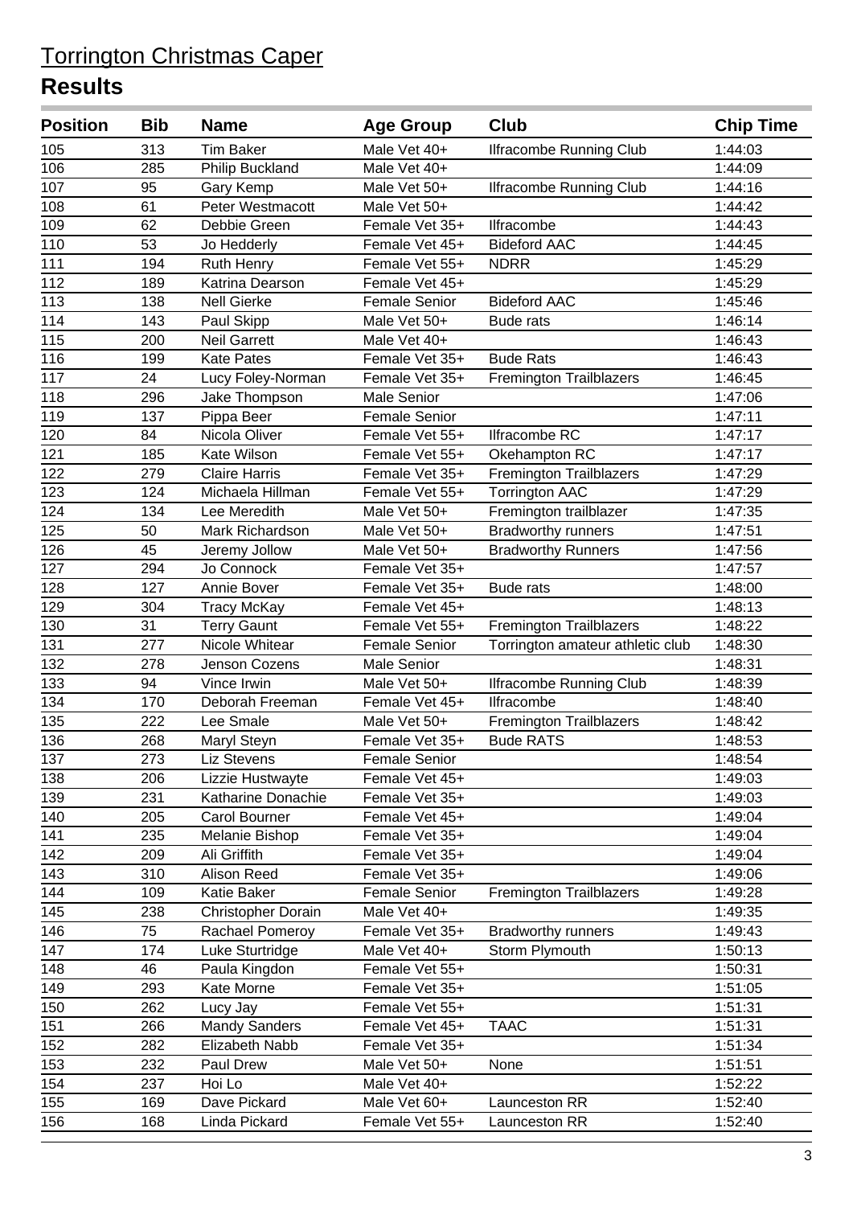# Torrington Christmas Caper

## Results

| Position | Bib | Name | Age Group | Club | Chip Time |
|---|---|---|---|---|---|
| 105 | 313 | Tim Baker | Male Vet 40+ | Ilfracombe Running Club | 1:44:03 |
| 106 | 285 | Philip Buckland | Male Vet 40+ | | 1:44:09 |
| 107 | 95 | Gary Kemp | Male Vet 50+ | Ilfracombe Running Club | 1:44:16 |
| 108 | 61 | Peter Westmacott | Male Vet 50+ | | 1:44:42 |
| 109 | 62 | Debbie Green | Female Vet 35+ | Ilfracombe | 1:44:43 |
| 110 | 53 | Jo Hedderly | Female Vet 45+ | Bideford AAC | 1:44:45 |
| 111 | 194 | Ruth Henry | Female Vet 55+ | NDRR | 1:45:29 |
| 112 | 189 | Katrina Dearson | Female Vet 45+ | | 1:45:29 |
| 113 | 138 | Nell Gierke | Female Senior | Bideford AAC | 1:45:46 |
| 114 | 143 | Paul Skipp | Male Vet 50+ | Bude rats | 1:46:14 |
| 115 | 200 | Neil Garrett | Male Vet 40+ | | 1:46:43 |
| 116 | 199 | Kate Pates | Female Vet 35+ | Bude Rats | 1:46:43 |
| 117 | 24 | Lucy Foley-Norman | Female Vet 35+ | Fremington Trailblazers | 1:46:45 |
| 118 | 296 | Jake Thompson | Male Senior | | 1:47:06 |
| 119 | 137 | Pippa Beer | Female Senior | | 1:47:11 |
| 120 | 84 | Nicola Oliver | Female Vet 55+ | Ilfracombe RC | 1:47:17 |
| 121 | 185 | Kate Wilson | Female Vet 55+ | Okehampton RC | 1:47:17 |
| 122 | 279 | Claire Harris | Female Vet 35+ | Fremington Trailblazers | 1:47:29 |
| 123 | 124 | Michaela Hillman | Female Vet 55+ | Torrington AAC | 1:47:29 |
| 124 | 134 | Lee Meredith | Male Vet 50+ | Fremington trailblazer | 1:47:35 |
| 125 | 50 | Mark Richardson | Male Vet 50+ | Bradworthy runners | 1:47:51 |
| 126 | 45 | Jeremy Jollow | Male Vet 50+ | Bradworthy Runners | 1:47:56 |
| 127 | 294 | Jo Connock | Female Vet 35+ | | 1:47:57 |
| 128 | 127 | Annie Bover | Female Vet 35+ | Bude rats | 1:48:00 |
| 129 | 304 | Tracy McKay | Female Vet 45+ | | 1:48:13 |
| 130 | 31 | Terry Gaunt | Female Vet 55+ | Fremington Trailblazers | 1:48:22 |
| 131 | 277 | Nicole Whitear | Female Senior | Torrington amateur athletic club | 1:48:30 |
| 132 | 278 | Jenson Cozens | Male Senior | | 1:48:31 |
| 133 | 94 | Vince Irwin | Male Vet 50+ | Ilfracombe Running Club | 1:48:39 |
| 134 | 170 | Deborah Freeman | Female Vet 45+ | Ilfracombe | 1:48:40 |
| 135 | 222 | Lee Smale | Male Vet 50+ | Fremington Trailblazers | 1:48:42 |
| 136 | 268 | Maryl Steyn | Female Vet 35+ | Bude RATS | 1:48:53 |
| 137 | 273 | Liz Stevens | Female Senior | | 1:48:54 |
| 138 | 206 | Lizzie Hustwayte | Female Vet 45+ | | 1:49:03 |
| 139 | 231 | Katharine Donachie | Female Vet 35+ | | 1:49:03 |
| 140 | 205 | Carol Bourner | Female Vet 45+ | | 1:49:04 |
| 141 | 235 | Melanie Bishop | Female Vet 35+ | | 1:49:04 |
| 142 | 209 | Ali Griffith | Female Vet 35+ | | 1:49:04 |
| 143 | 310 | Alison Reed | Female Vet 35+ | | 1:49:06 |
| 144 | 109 | Katie Baker | Female Senior | Fremington Trailblazers | 1:49:28 |
| 145 | 238 | Christopher Dorain | Male Vet 40+ | | 1:49:35 |
| 146 | 75 | Rachael Pomeroy | Female Vet 35+ | Bradworthy runners | 1:49:43 |
| 147 | 174 | Luke Sturtridge | Male Vet 40+ | Storm Plymouth | 1:50:13 |
| 148 | 46 | Paula Kingdon | Female Vet 55+ | | 1:50:31 |
| 149 | 293 | Kate Morne | Female Vet 35+ | | 1:51:05 |
| 150 | 262 | Lucy Jay | Female Vet 55+ | | 1:51:31 |
| 151 | 266 | Mandy Sanders | Female Vet 45+ | TAAC | 1:51:31 |
| 152 | 282 | Elizabeth Nabb | Female Vet 35+ | | 1:51:34 |
| 153 | 232 | Paul Drew | Male Vet 50+ | None | 1:51:51 |
| 154 | 237 | Hoi Lo | Male Vet 40+ | | 1:52:22 |
| 155 | 169 | Dave Pickard | Male Vet 60+ | Launceston RR | 1:52:40 |
| 156 | 168 | Linda Pickard | Female Vet 55+ | Launceston RR | 1:52:40 |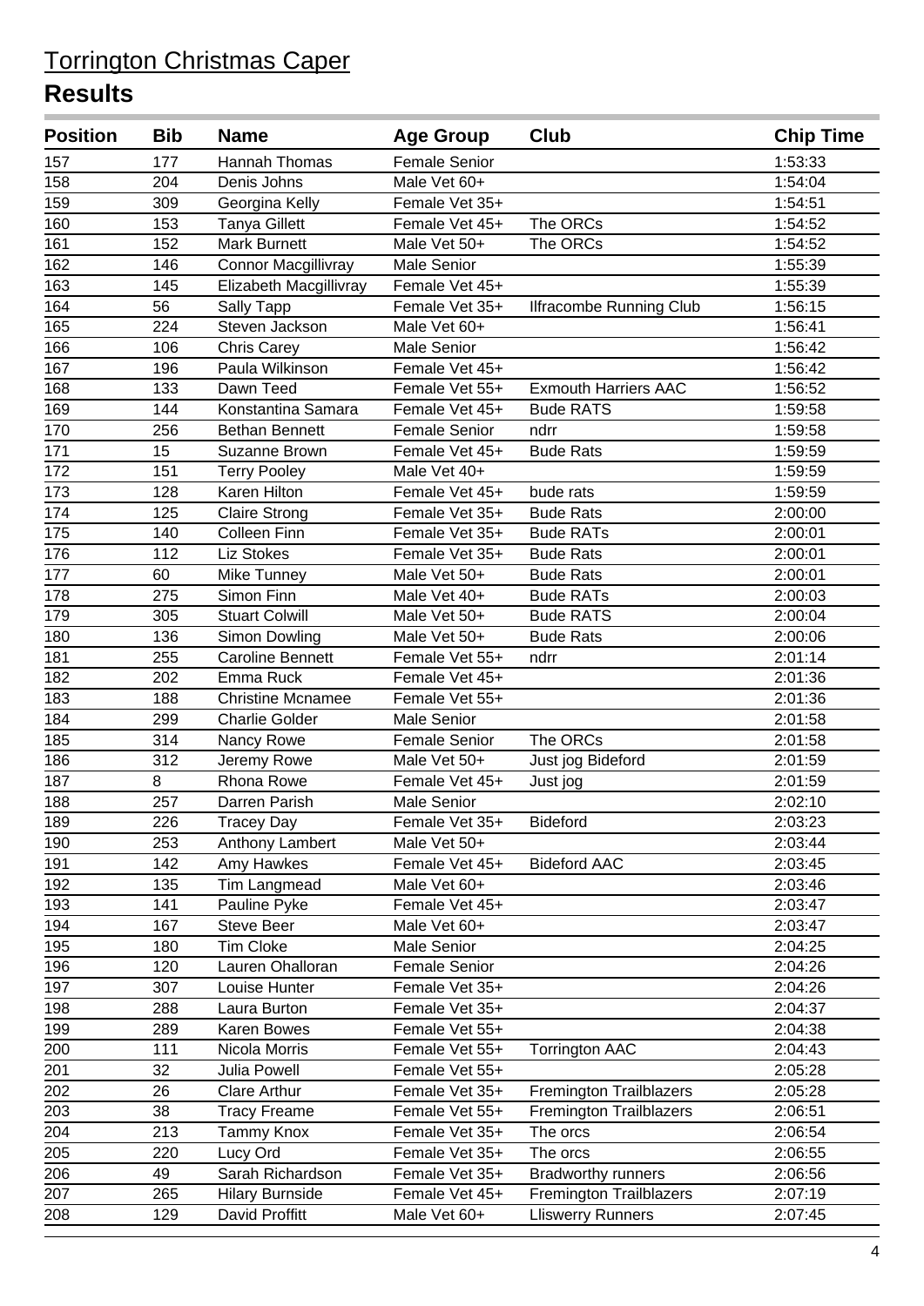# Torrington Christmas Caper

## Results

| Position | Bib | Name | Age Group | Club | Chip Time |
|---|---|---|---|---|---|
| 157 | 177 | Hannah Thomas | Female Senior | | 1:53:33 |
| 158 | 204 | Denis Johns | Male Vet 60+ | | 1:54:04 |
| 159 | 309 | Georgina Kelly | Female Vet 35+ | | 1:54:51 |
| 160 | 153 | Tanya Gillett | Female Vet 45+ | The ORCs | 1:54:52 |
| 161 | 152 | Mark Burnett | Male Vet 50+ | The ORCs | 1:54:52 |
| 162 | 146 | Connor Macgillivray | Male Senior | | 1:55:39 |
| 163 | 145 | Elizabeth Macgillivray | Female Vet 45+ | | 1:55:39 |
| 164 | 56 | Sally Tapp | Female Vet 35+ | Ilfracombe Running Club | 1:56:15 |
| 165 | 224 | Steven Jackson | Male Vet 60+ | | 1:56:41 |
| 166 | 106 | Chris Carey | Male Senior | | 1:56:42 |
| 167 | 196 | Paula Wilkinson | Female Vet 45+ | | 1:56:42 |
| 168 | 133 | Dawn Teed | Female Vet 55+ | Exmouth Harriers AAC | 1:56:52 |
| 169 | 144 | Konstantina Samara | Female Vet 45+ | Bude RATS | 1:59:58 |
| 170 | 256 | Bethan Bennett | Female Senior | ndrr | 1:59:58 |
| 171 | 15 | Suzanne Brown | Female Vet 45+ | Bude Rats | 1:59:59 |
| 172 | 151 | Terry Pooley | Male Vet 40+ | | 1:59:59 |
| 173 | 128 | Karen Hilton | Female Vet 45+ | bude rats | 1:59:59 |
| 174 | 125 | Claire Strong | Female Vet 35+ | Bude Rats | 2:00:00 |
| 175 | 140 | Colleen Finn | Female Vet 35+ | Bude RATs | 2:00:01 |
| 176 | 112 | Liz Stokes | Female Vet 35+ | Bude Rats | 2:00:01 |
| 177 | 60 | Mike Tunney | Male Vet 50+ | Bude Rats | 2:00:01 |
| 178 | 275 | Simon Finn | Male Vet 40+ | Bude RATs | 2:00:03 |
| 179 | 305 | Stuart Colwill | Male Vet 50+ | Bude RATS | 2:00:04 |
| 180 | 136 | Simon Dowling | Male Vet 50+ | Bude Rats | 2:00:06 |
| 181 | 255 | Caroline Bennett | Female Vet 55+ | ndrr | 2:01:14 |
| 182 | 202 | Emma Ruck | Female Vet 45+ | | 2:01:36 |
| 183 | 188 | Christine Mcnamee | Female Vet 55+ | | 2:01:36 |
| 184 | 299 | Charlie Golder | Male Senior | | 2:01:58 |
| 185 | 314 | Nancy Rowe | Female Senior | The ORCs | 2:01:58 |
| 186 | 312 | Jeremy Rowe | Male Vet 50+ | Just jog Bideford | 2:01:59 |
| 187 | 8 | Rhona Rowe | Female Vet 45+ | Just jog | 2:01:59 |
| 188 | 257 | Darren Parish | Male Senior | | 2:02:10 |
| 189 | 226 | Tracey Day | Female Vet 35+ | Bideford | 2:03:23 |
| 190 | 253 | Anthony Lambert | Male Vet 50+ | | 2:03:44 |
| 191 | 142 | Amy Hawkes | Female Vet 45+ | Bideford AAC | 2:03:45 |
| 192 | 135 | Tim Langmead | Male Vet 60+ | | 2:03:46 |
| 193 | 141 | Pauline Pyke | Female Vet 45+ | | 2:03:47 |
| 194 | 167 | Steve Beer | Male Vet 60+ | | 2:03:47 |
| 195 | 180 | Tim Cloke | Male Senior | | 2:04:25 |
| 196 | 120 | Lauren Ohalloran | Female Senior | | 2:04:26 |
| 197 | 307 | Louise Hunter | Female Vet 35+ | | 2:04:26 |
| 198 | 288 | Laura Burton | Female Vet 35+ | | 2:04:37 |
| 199 | 289 | Karen Bowes | Female Vet 55+ | | 2:04:38 |
| 200 | 111 | Nicola Morris | Female Vet 55+ | Torrington AAC | 2:04:43 |
| 201 | 32 | Julia Powell | Female Vet 55+ | | 2:05:28 |
| 202 | 26 | Clare Arthur | Female Vet 35+ | Fremington Trailblazers | 2:05:28 |
| 203 | 38 | Tracy Freame | Female Vet 55+ | Fremington Trailblazers | 2:06:51 |
| 204 | 213 | Tammy Knox | Female Vet 35+ | The orcs | 2:06:54 |
| 205 | 220 | Lucy Ord | Female Vet 35+ | The orcs | 2:06:55 |
| 206 | 49 | Sarah Richardson | Female Vet 35+ | Bradworthy runners | 2:06:56 |
| 207 | 265 | Hilary Burnside | Female Vet 45+ | Fremington Trailblazers | 2:07:19 |
| 208 | 129 | David Proffitt | Male Vet 60+ | Lliswerry Runners | 2:07:45 |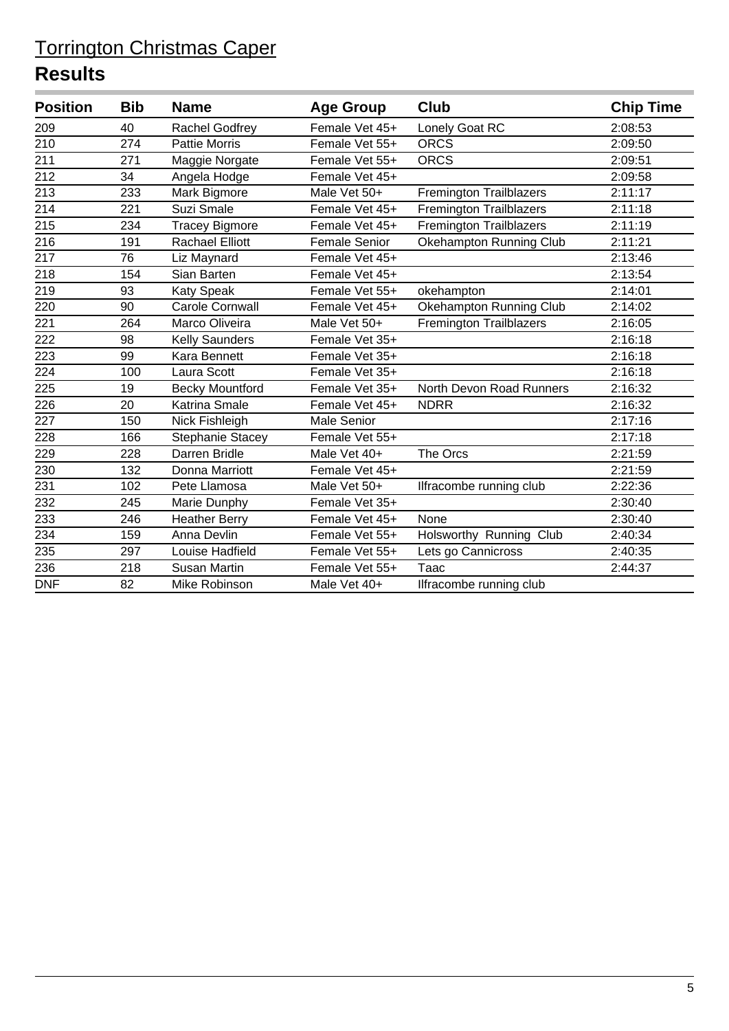# Torrington Christmas Caper

## Results

| Position | Bib | Name | Age Group | Club | Chip Time |
|---|---|---|---|---|---|
| 209 | 40 | Rachel Godfrey | Female Vet 45+ | Lonely Goat RC | 2:08:53 |
| 210 | 274 | Pattie Morris | Female Vet 55+ | ORCS | 2:09:50 |
| 211 | 271 | Maggie Norgate | Female Vet 55+ | ORCS | 2:09:51 |
| 212 | 34 | Angela Hodge | Female Vet 45+ | | 2:09:58 |
| 213 | 233 | Mark Bigmore | Male Vet 50+ | Fremington Trailblazers | 2:11:17 |
| 214 | 221 | Suzi Smale | Female Vet 45+ | Fremington Trailblazers | 2:11:18 |
| 215 | 234 | Tracey Bigmore | Female Vet 45+ | Fremington Trailblazers | 2:11:19 |
| 216 | 191 | Rachael Elliott | Female Senior | Okehampton Running Club | 2:11:21 |
| 217 | 76 | Liz Maynard | Female Vet 45+ | | 2:13:46 |
| 218 | 154 | Sian Barten | Female Vet 45+ | | 2:13:54 |
| 219 | 93 | Katy Speak | Female Vet 55+ | okehampton | 2:14:01 |
| 220 | 90 | Carole Cornwall | Female Vet 45+ | Okehampton Running Club | 2:14:02 |
| 221 | 264 | Marco Oliveira | Male Vet 50+ | Fremington Trailblazers | 2:16:05 |
| 222 | 98 | Kelly Saunders | Female Vet 35+ | | 2:16:18 |
| 223 | 99 | Kara Bennett | Female Vet 35+ | | 2:16:18 |
| 224 | 100 | Laura Scott | Female Vet 35+ | | 2:16:18 |
| 225 | 19 | Becky Mountford | Female Vet 35+ | North Devon Road Runners | 2:16:32 |
| 226 | 20 | Katrina Smale | Female Vet 45+ | NDRR | 2:16:32 |
| 227 | 150 | Nick Fishleigh | Male Senior | | 2:17:16 |
| 228 | 166 | Stephanie Stacey | Female Vet 55+ | | 2:17:18 |
| 229 | 228 | Darren Bridle | Male Vet 40+ | The Orcs | 2:21:59 |
| 230 | 132 | Donna Marriott | Female Vet 45+ | | 2:21:59 |
| 231 | 102 | Pete Llamosa | Male Vet 50+ | Ilfracombe running club | 2:22:36 |
| 232 | 245 | Marie Dunphy | Female Vet 35+ | | 2:30:40 |
| 233 | 246 | Heather Berry | Female Vet 45+ | None | 2:30:40 |
| 234 | 159 | Anna Devlin | Female Vet 55+ | Holsworthy Running Club | 2:40:34 |
| 235 | 297 | Louise Hadfield | Female Vet 55+ | Lets go Cannicross | 2:40:35 |
| 236 | 218 | Susan Martin | Female Vet 55+ | Taac | 2:44:37 |
| DNF | 82 | Mike Robinson | Male Vet 40+ | Ilfracombe running club | |